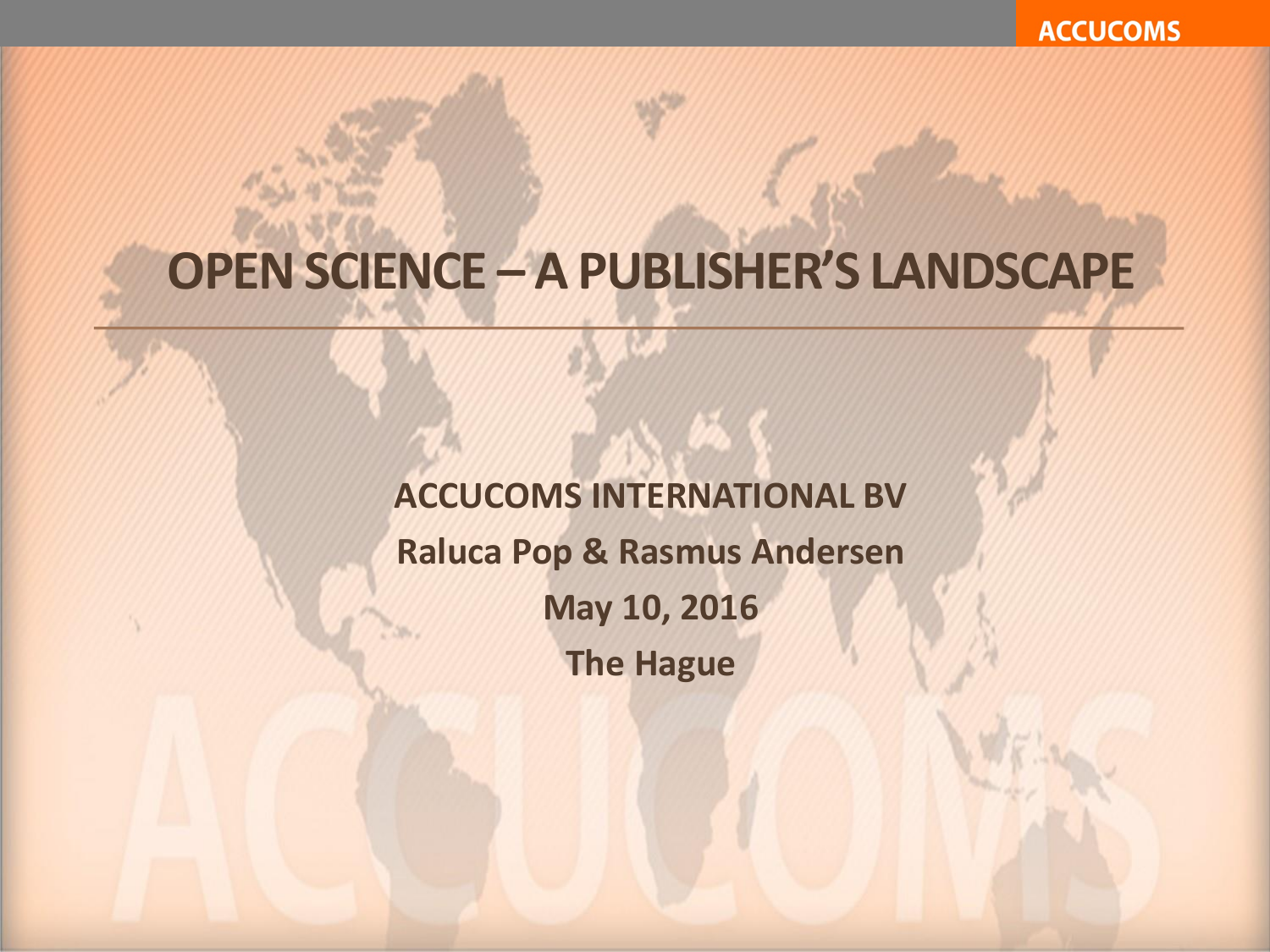# OPEN SCIENCE – A PUBLISHER'S LANDSCAPE

**ACCUCOMS INTERNATIONAL BV**

**Raluca Pop & Rasmus Andersen**

**May 10, 2016**

**The Hague**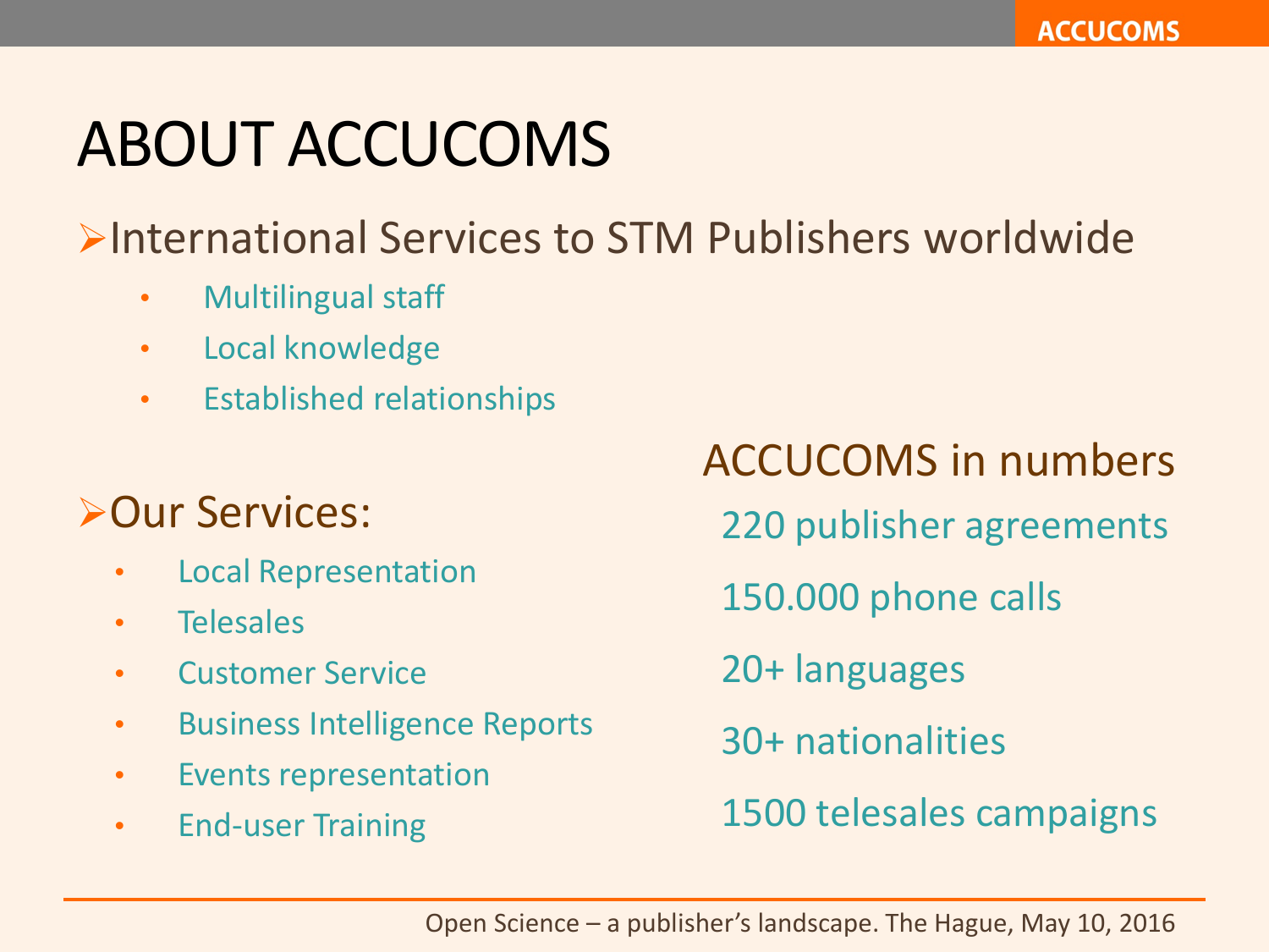# ABOUT ACCUCOMS

- International Services to STM Publishers worldwide
  - Multilingual staff
  - Local knowledge
  - Established relationships

- Our Services:
  - Local Representation
  - Telesales
  - Customer Service
  - Business Intelligence Reports
  - Events representation
  - End-user Training

## ACCUCOMS in numbers

220 publisher agreements

150.000 phone calls

20+ languages

30+ nationalities

1500 telesales campaigns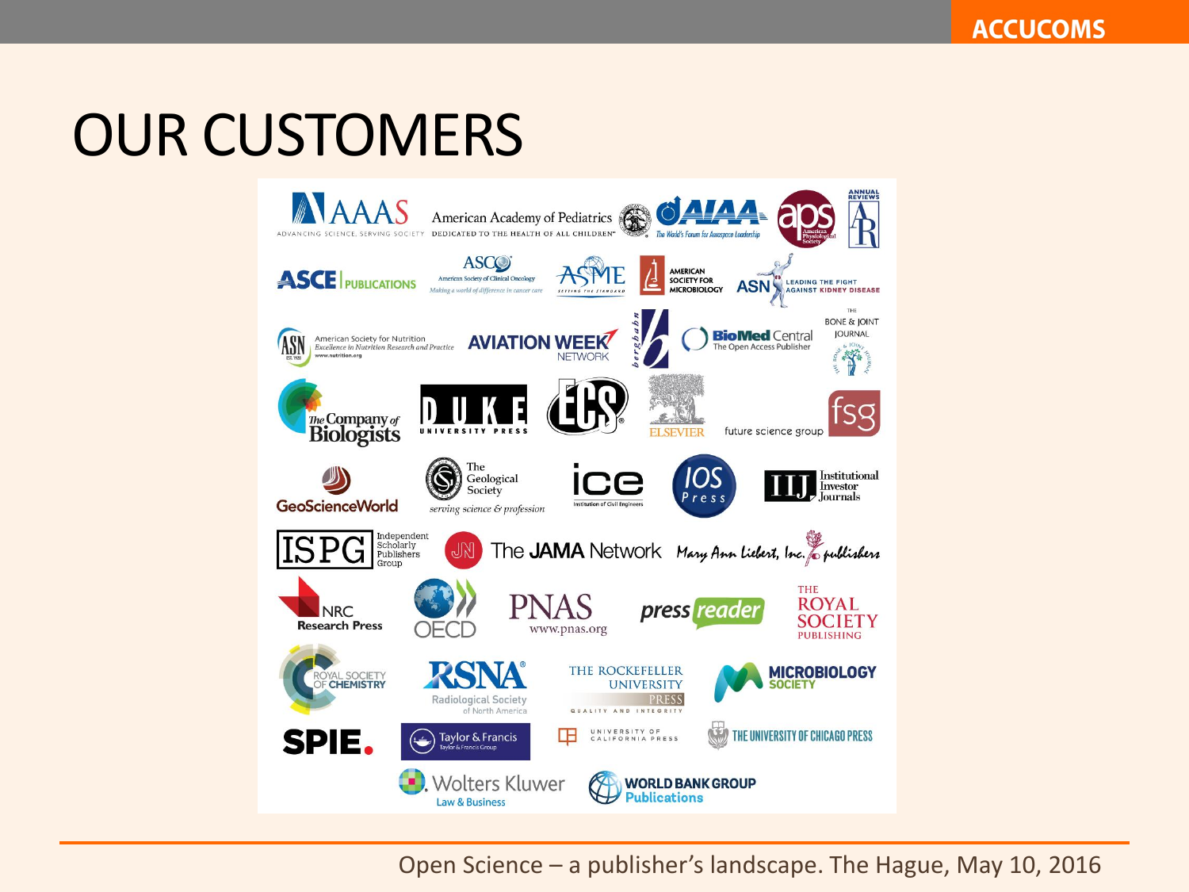# OUR CUSTOMERS

AAAS — Advancing Science, Serving Society
American Academy of Pediatrics — Dedicated to the Health of All Children
AIAA — The World's Forum for Aerospace Leadership
aps — American Physiological Society
Annual Reviews

ASCE Publications
ASCO — American Society of Clinical Oncology — Making a world of difference in cancer care
ASME — Setting the Standard
American Society for Microbiology
ASN — Leading the Fight Against Kidney Disease

ASN — American Society for Nutrition — Excellence in Nutrition Research and Practice — www.nutrition.org
Aviation Week Network
berghahn
BioMed Central — The Open Access Publisher
The Bone & Joint Journal

The Company of Biologists
Duke University Press
ECS
Elsevier
future science group — fsg

GeoScienceWorld
The Geological Society — serving science & profession
ice — Institution of Civil Engineers
IOS Press
IIJ — Institutional Investor Journals

ISPG — Independent Scholarly Publishers Group
The JAMA Network
Mary Ann Liebert, Inc. publishers

NRC Research Press
OECD
PNAS — www.pnas.org
pressreader
The Royal Society Publishing

Royal Society of Chemistry
RSNA — Radiological Society of North America
The Rockefeller University Press — Quality and Integrity
Microbiology Society

SPIE.
Taylor & Francis — Taylor & Francis Group
University of California Press
The University of Chicago Press

Wolters Kluwer — Law & Business
World Bank Group Publications

Open Science – a publisher's landscape. The Hague, May 10, 2016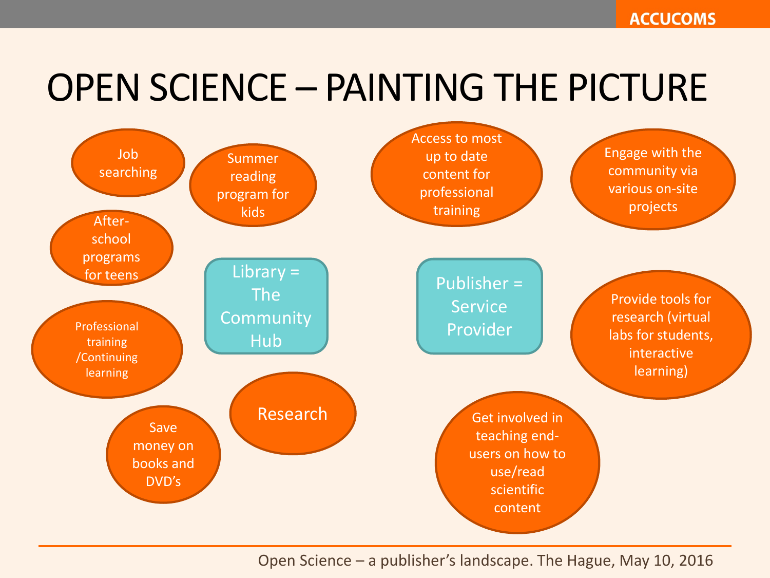# OPEN SCIENCE – PAINTING THE PICTURE

**Library = The Community Hub**

- Job searching
- Summer reading program for kids
- After-school programs for teens
- Professional training /Continuing learning
- Save money on books and DVD's
- Research

**Publisher = Service Provider**

- Access to most up to date content for professional training
- Engage with the community via various on-site projects
- Provide tools for research (virtual labs for students, interactive learning)
- Get involved in teaching end-users on how to use/read scientific content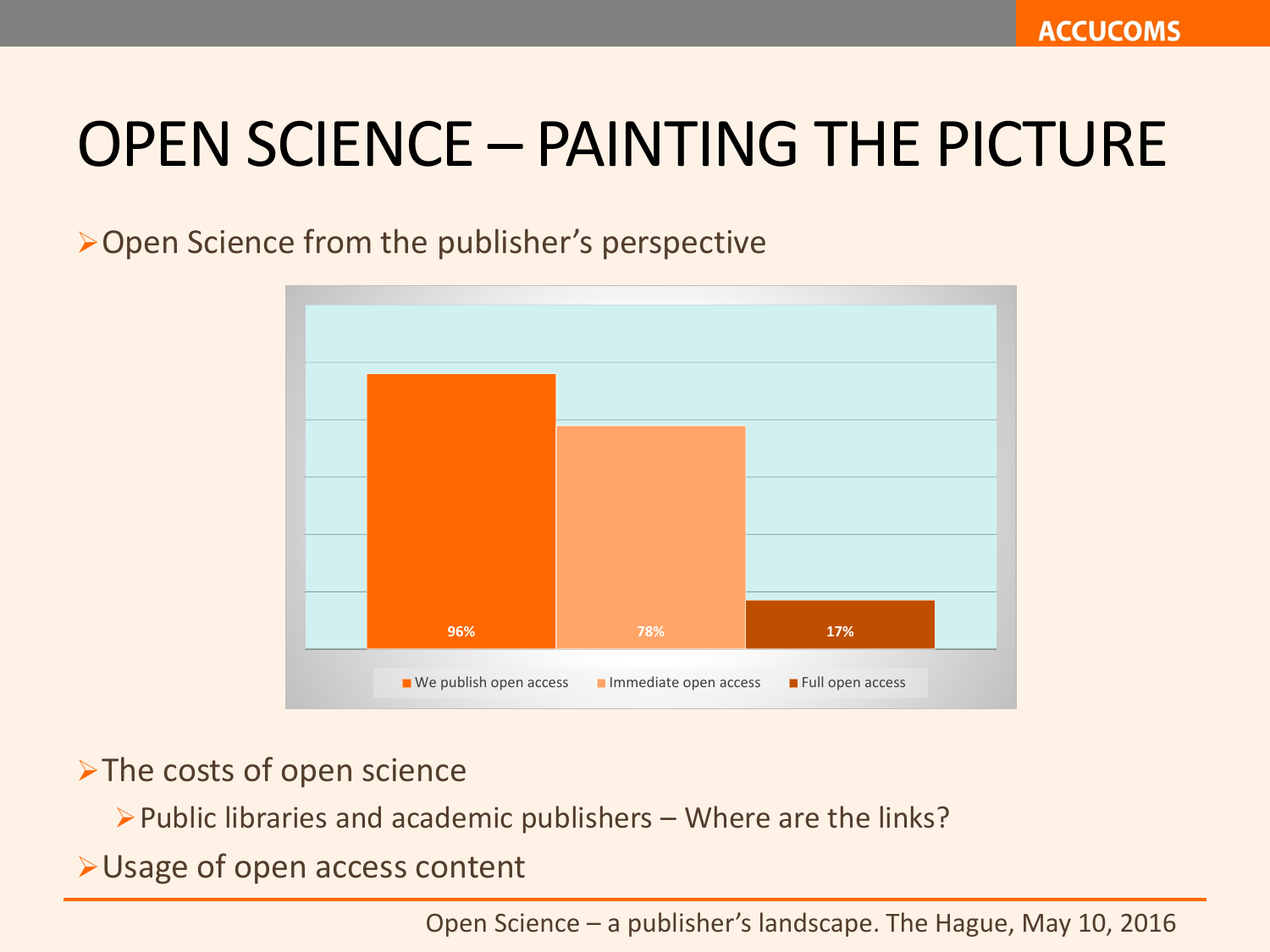# OPEN SCIENCE – PAINTING THE PICTURE

- Open Science from the publisher's perspective

| We publish open access | Immediate open access | Full open access |
| --- | --- | --- |
| 96% | 78% | 17% |

- The costs of open science
  - Public libraries and academic publishers – Where are the links?
- Usage of open access content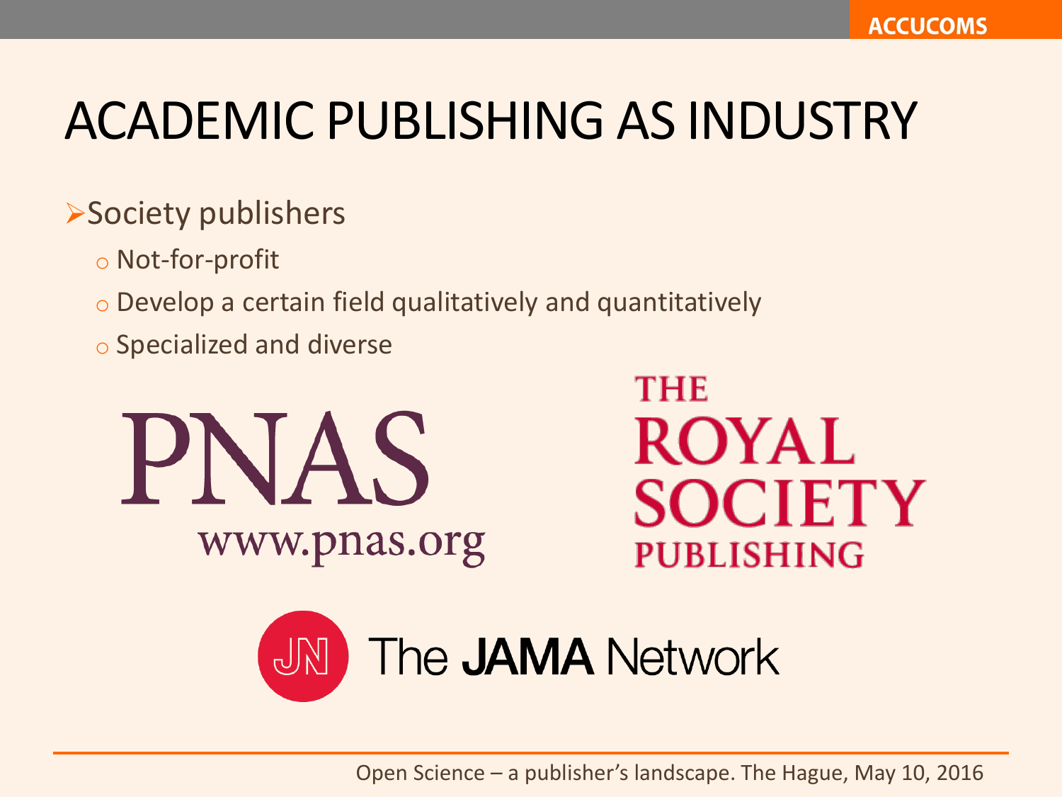# ACADEMIC PUBLISHING AS INDUSTRY

- Society publishers
  - Not-for-profit
  - Develop a certain field qualitatively and quantitatively
  - Specialized and diverse

PNAS
www.pnas.org

THE ROYAL SOCIETY PUBLISHING

The JAMA Network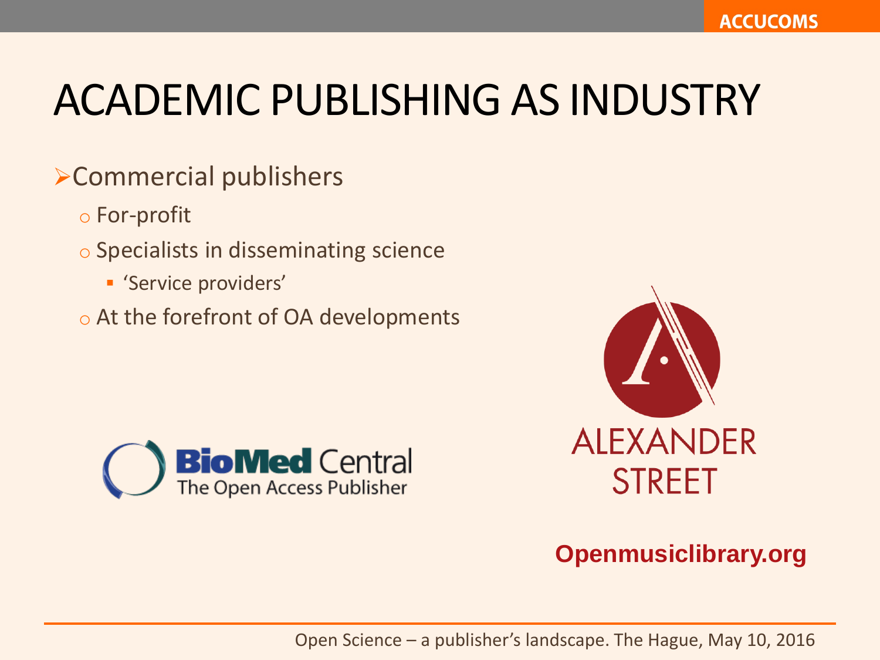# ACADEMIC PUBLISHING AS INDUSTRY

- Commercial publishers
  - For-profit
  - Specialists in disseminating science
    - 'Service providers'
  - At the forefront of OA developments

BioMed Central
The Open Access Publisher

ALEXANDER STREET

Openmusiclibrary.org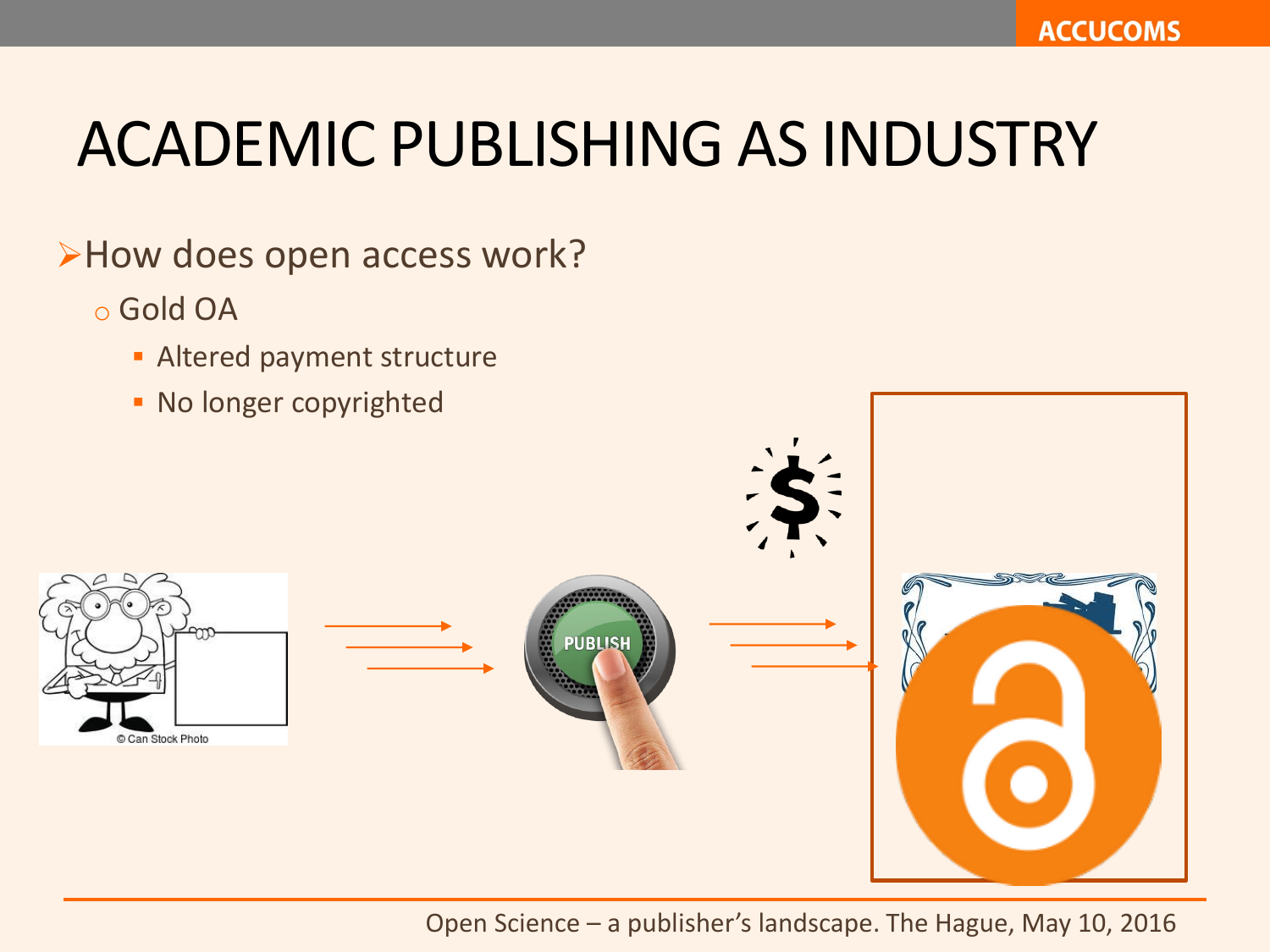# ACADEMIC PUBLISHING AS INDUSTRY

- How does open access work?
  - Gold OA
    - Altered payment structure
    - No longer copyrighted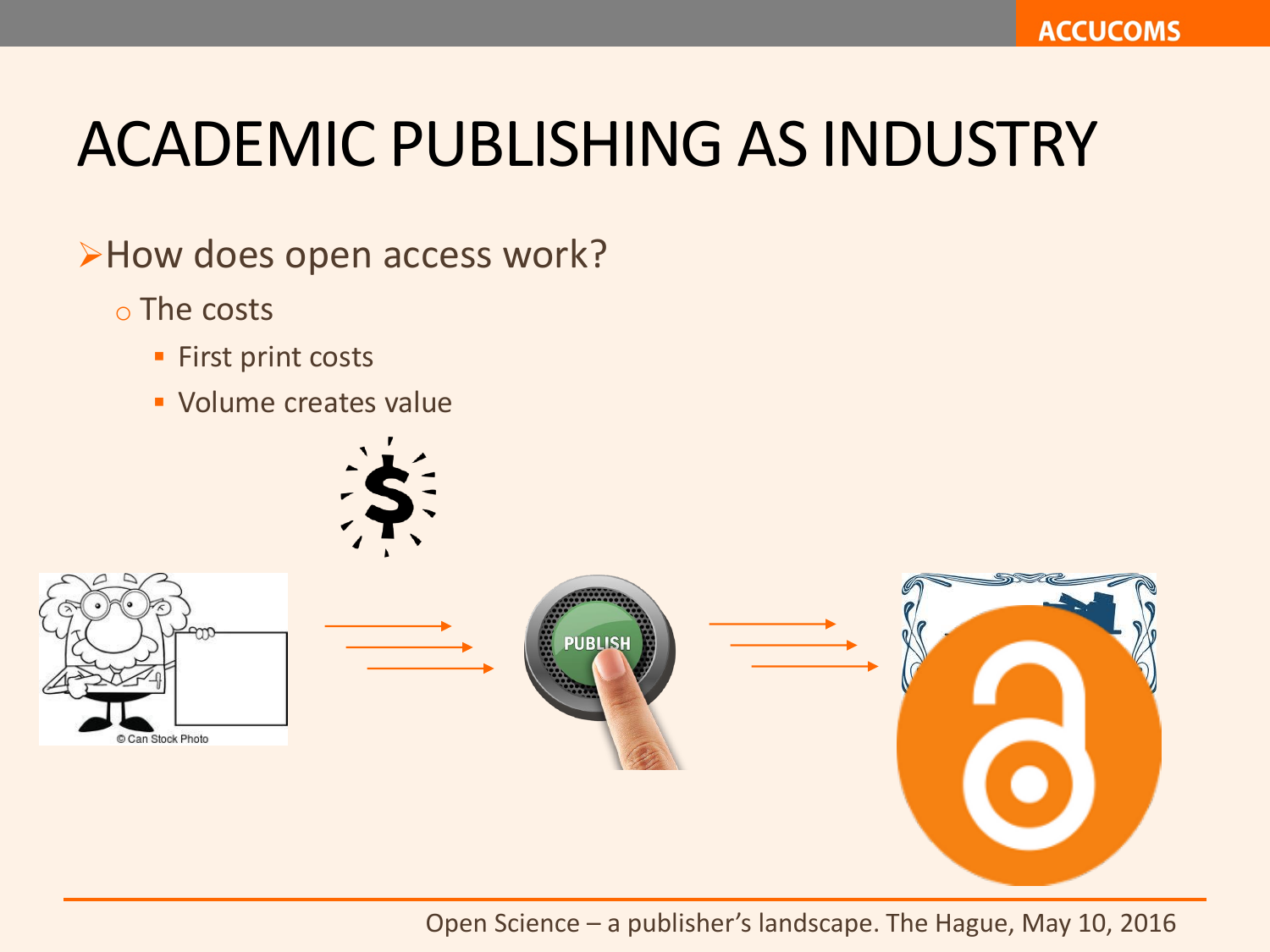# ACADEMIC PUBLISHING AS INDUSTRY

- How does open access work?
  - The costs
    - First print costs
    - Volume creates value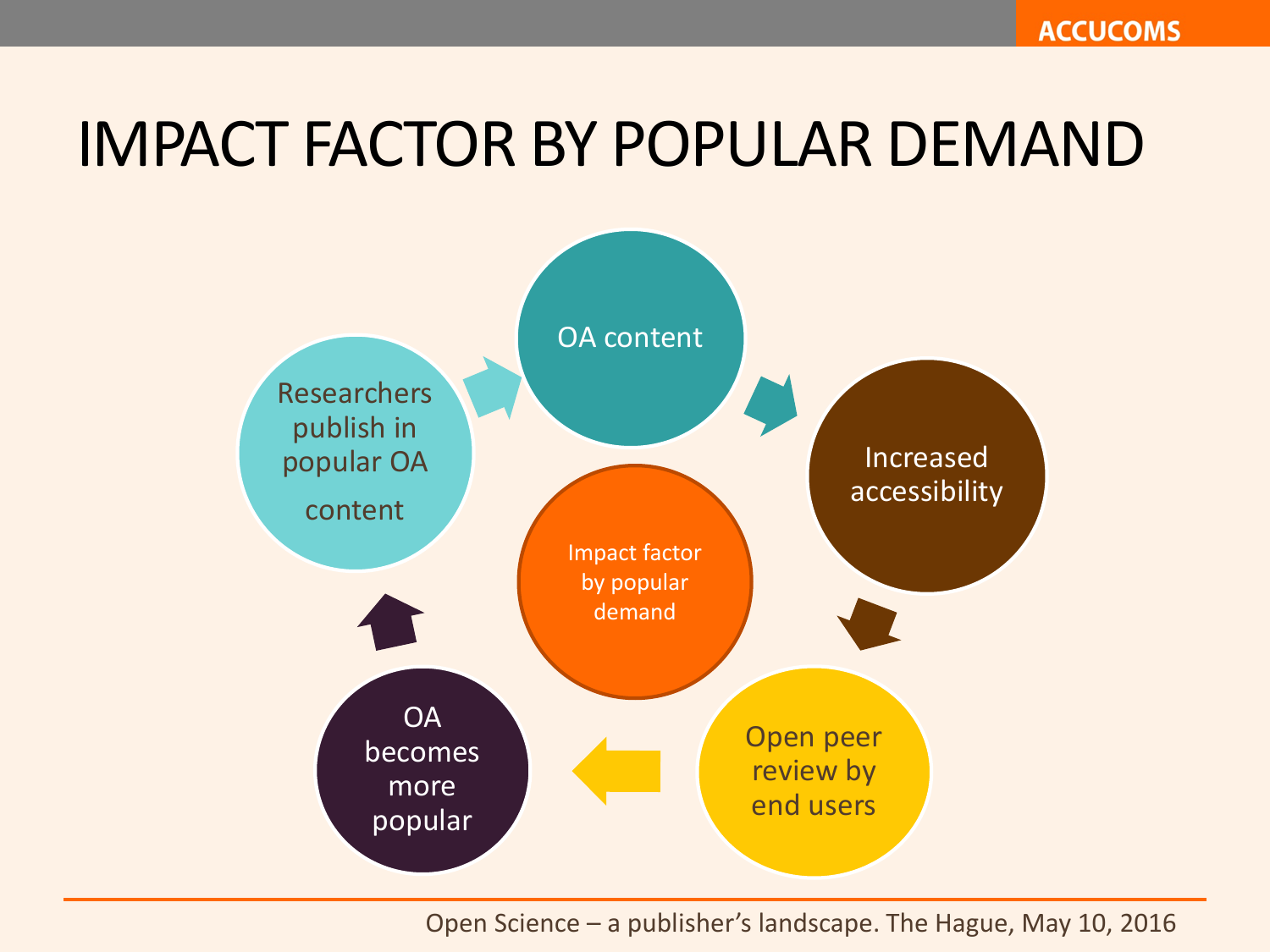# IMPACT FACTOR BY POPULAR DEMAND

- OA content
- Increased accessibility
- Open peer review by end users
- OA becomes more popular
- Researchers publish in popular OA content

Impact factor by popular demand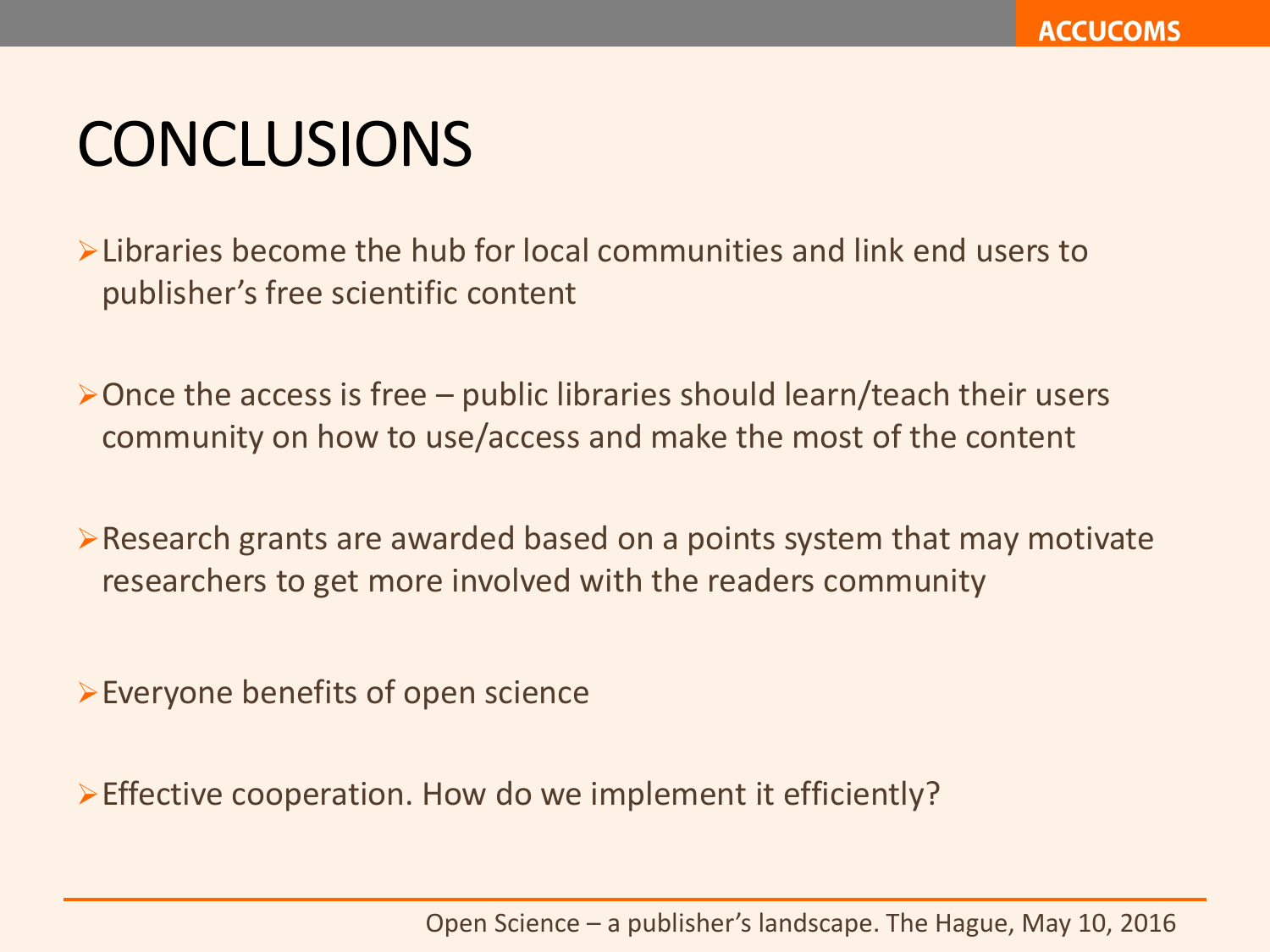# CONCLUSIONS

- Libraries become the hub for local communities and link end users to publisher's free scientific content
- Once the access is free – public libraries should learn/teach their users community on how to use/access and make the most of the content
- Research grants are awarded based on a points system that may motivate researchers to get more involved with the readers community
- Everyone benefits of open science
- Effective cooperation. How do we implement it efficiently?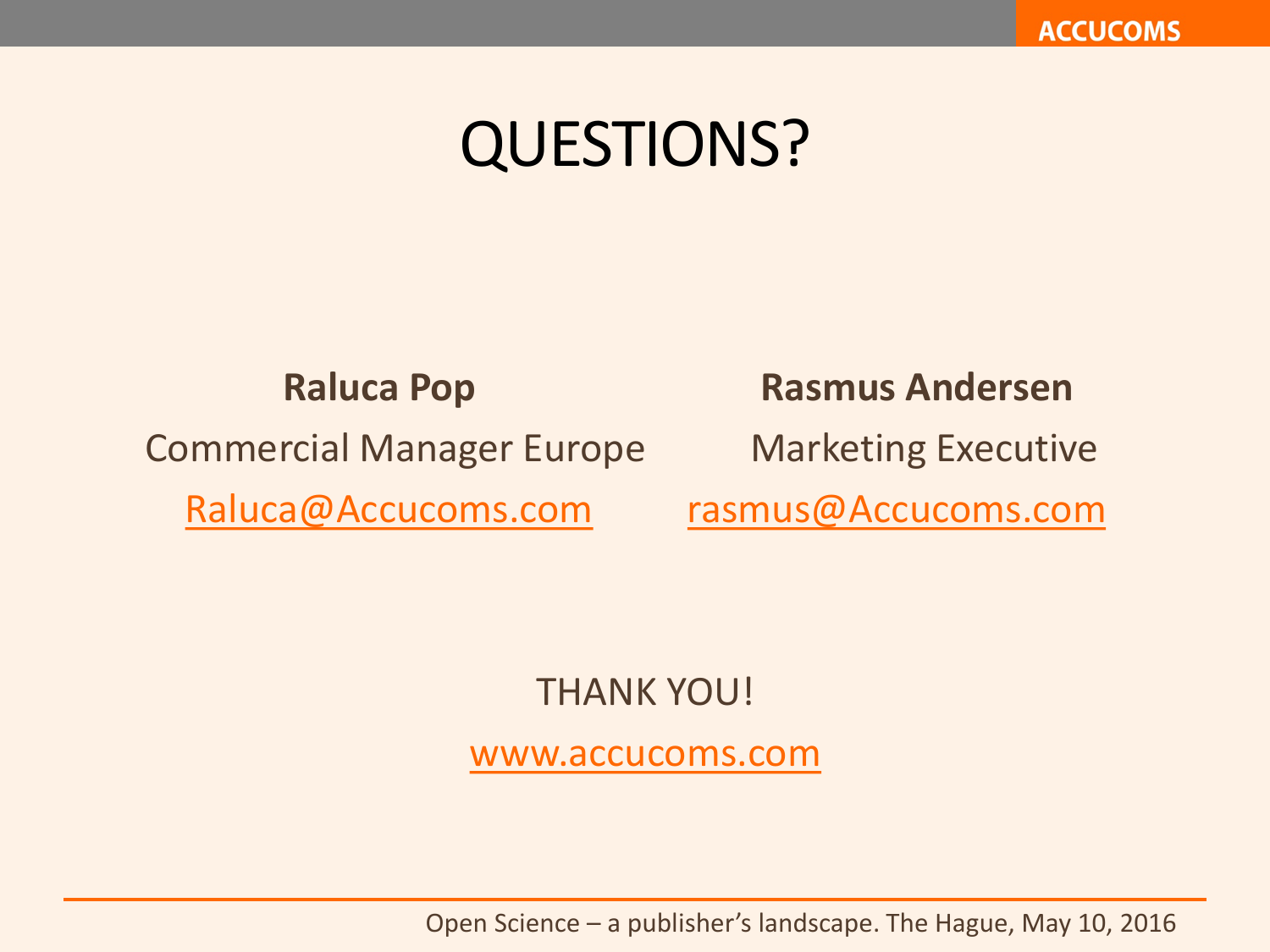# QUESTIONS?

**Raluca Pop**

Commercial Manager Europe

Raluca@Accucoms.com

**Rasmus Andersen**

Marketing Executive

rasmus@Accucoms.com

THANK YOU!

www.accucoms.com